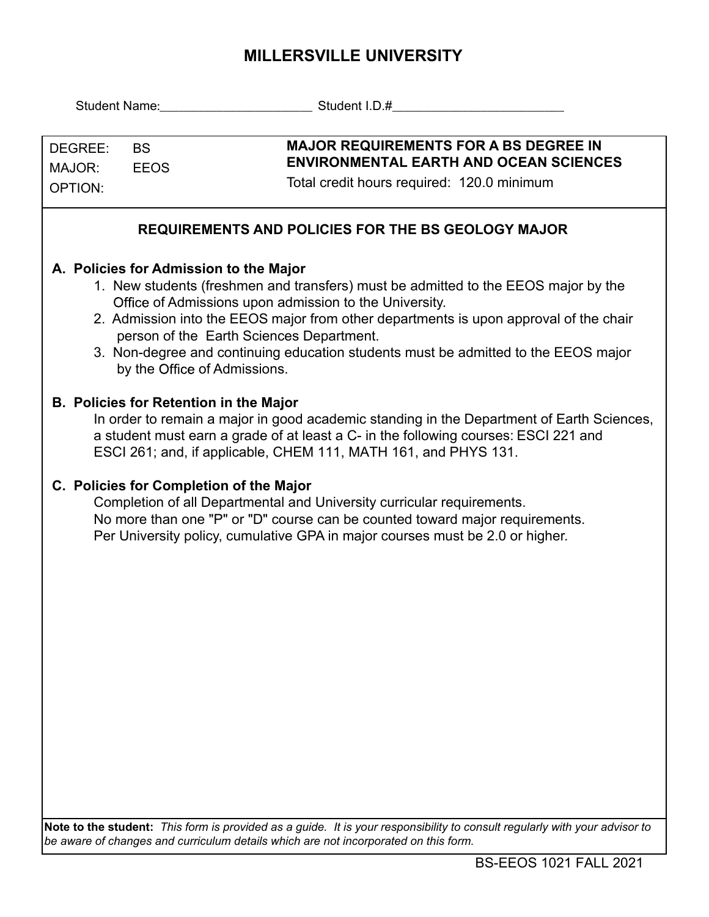# MILLERSVILLE UNIVERSITY

Student Name:______________________ Student I.D.#_________________________

| DEGREE: BS<br>MAJOR: EEOS<br>OPTION: | **MAJOR REQUIREMENTS FOR A BS DEGREE IN ENVIRONMENTAL EARTH AND OCEAN SCIENCES**<br>Total credit hours required: 120.0 minimum |
|---|---|

## REQUIREMENTS AND POLICIES FOR THE BS GEOLOGY MAJOR

### A. Policies for Admission to the Major

1. New students (freshmen and transfers) must be admitted to the EEOS major by the Office of Admissions upon admission to the University.
2. Admission into the EEOS major from other departments is upon approval of the chair person of the Earth Sciences Department.
3. Non-degree and continuing education students must be admitted to the EEOS major by the Office of Admissions.

### B. Policies for Retention in the Major

In order to remain a major in good academic standing in the Department of Earth Sciences, a student must earn a grade of at least a C- in the following courses: ESCI 221 and ESCI 261; and, if applicable, CHEM 111, MATH 161, and PHYS 131.

### C. Policies for Completion of the Major

Completion of all Departmental and University curricular requirements.
No more than one "P" or "D" course can be counted toward major requirements.
Per University policy, cumulative GPA in major courses must be 2.0 or higher.

**Note to the student:** *This form is provided as a guide. It is your responsibility to consult regularly with your advisor to be aware of changes and curriculum details which are not incorporated on this form.*

BS-EEOS 1021 FALL 2021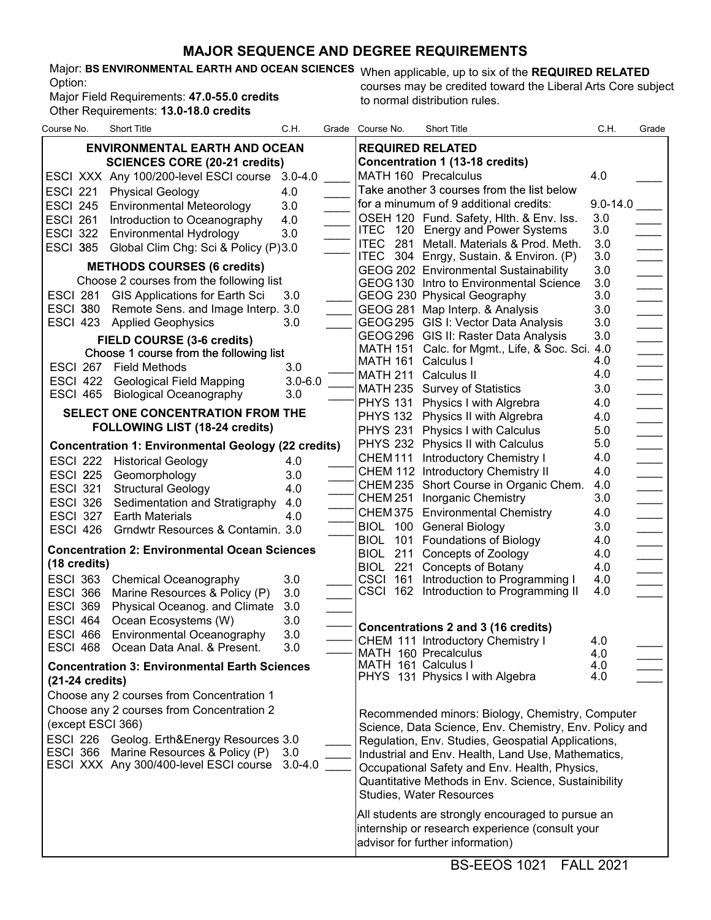# MAJOR SEQUENCE AND DEGREE REQUIREMENTS

Major: **BS ENVIRONMENTAL EARTH AND OCEAN SCIENCES**
Option:
Major Field Requirements: **47.0-55.0 credits**
Other Requirements: **13.0-18.0 credits**

When applicable, up to six of the **REQUIRED RELATED** courses may be credited toward the Liberal Arts Core subject to normal distribution rules.

| Course No. | Short Title | C.H. | Grade |
|---|---|---|---|
| **ENVIRONMENTAL EARTH AND OCEAN SCIENCES CORE (20-21 credits)** | | | |
| ESCI XXX | Any 100/200-level ESCI course | 3.0-4.0 | ____ |
| ESCI 221 | Physical Geology | 4.0 | ____ |
| ESCI 245 | Environmental Meteorology | 3.0 | ____ |
| ESCI 261 | Introduction to Oceanography | 4.0 | ____ |
| ESCI 322 | Environmental Hydrology | 3.0 | ____ |
| ESCI 385 | Global Clim Chg: Sci & Policy (P) | 3.0 | ____ |
| **METHODS COURSES (6 credits)** | | | |
| Choose 2 courses from the following list | | | |
| ESCI 281 | GIS Applications for Earth Sci | 3.0 | ____ |
| ESCI 380 | Remote Sens. and Image Interp. | 3.0 | ____ |
| ESCI 423 | Applied Geophysics | 3.0 | ____ |
| **FIELD COURSE (3-6 credits)** | | | |
| Choose 1 course from the following list | | | |
| ESCI 267 | Field Methods | 3.0 | ____ |
| ESCI 422 | Geological Field Mapping | 3.0-6.0 | ____ |
| ESCI 465 | Biological Oceanography | 3.0 | ____ |
| **SELECT ONE CONCENTRATION FROM THE FOLLOWING LIST (18-24 credits)** | | | |
| **Concentration 1: Environmental Geology (22 credits)** | | | |
| ESCI 222 | Historical Geology | 4.0 | ____ |
| ESCI 225 | Geomorphology | 3.0 | ____ |
| ESCI 321 | Structural Geology | 4.0 | ____ |
| ESCI 326 | Sedimentation and Stratigraphy | 4.0 | ____ |
| ESCI 327 | Earth Materials | 4.0 | ____ |
| ESCI 426 | Grndwtr Resources & Contamin. | 3.0 | ____ |
| **Concentration 2: Environmental Ocean Sciences (18 credits)** | | | |
| ESCI 363 | Chemical Oceanography | 3.0 | ____ |
| ESCI 366 | Marine Resources & Policy (P) | 3.0 | ____ |
| ESCI 369 | Physical Oceanog. and Climate | 3.0 | ____ |
| ESCI 464 | Ocean Ecosystems (W) | 3.0 | ____ |
| ESCI 466 | Environmental Oceanography | 3.0 | ____ |
| ESCI 468 | Ocean Data Anal. & Present. | 3.0 | ____ |
| **Concentration 3: Environmental Earth Sciences (21-24 credits)** | | | |
| Choose any 2 courses from Concentration 1 | | | |
| Choose any 2 courses from Concentration 2 (except ESCI 366) | | | |
| ESCI 226 | Geolog. Erth&Energy Resources | 3.0 | ____ |
| ESCI 366 | Marine Resources & Policy (P) | 3.0 | ____ |
| ESCI XXX | Any 300/400-level ESCI course | 3.0-4.0 | ____ |

| Course No. | Short Title | C.H. | Grade |
|---|---|---|---|
| **REQUIRED RELATED** | | | |
| **Concentration 1 (13-18 credits)** | | | |
| MATH 160 | Precalculus | 4.0 | ____ |
| Take another 3 courses from the list below for a minumum of 9 additional credits: | | 9.0-14.0 | ____ |
| OSEH 120 | Fund. Safety, Hlth. & Env. Iss. | 3.0 | ____ |
| ITEC 120 | Energy and Power Systems | 3.0 | ____ |
| ITEC 281 | Metall. Materials & Prod. Meth. | 3.0 | ____ |
| ITEC 304 | Enrgy, Sustain. & Environ. (P) | 3.0 | ____ |
| GEOG 202 | Environmental Sustainability | 3.0 | ____ |
| GEOG 130 | Intro to Environmental Science | 3.0 | ____ |
| GEOG 230 | Physical Geography | 3.0 | ____ |
| GEOG 281 | Map Interp. & Analysis | 3.0 | ____ |
| GEOG 295 | GIS I: Vector Data Analysis | 3.0 | ____ |
| GEOG 296 | GIS II: Raster Data Analysis | 3.0 | ____ |
| MATH 151 | Calc. for Mgmt., Life, & Soc. Sci. | 4.0 | ____ |
| MATH 161 | Calculus I | 4.0 | ____ |
| MATH 211 | Calculus II | 4.0 | ____ |
| MATH 235 | Survey of Statistics | 3.0 | ____ |
| PHYS 131 | Physics I with Algrebra | 4.0 | ____ |
| PHYS 132 | Physics II with Algrebra | 4.0 | ____ |
| PHYS 231 | Physics I with Calculus | 5.0 | ____ |
| PHYS 232 | Physics II with Calculus | 5.0 | ____ |
| CHEM 111 | Introductory Chemistry I | 4.0 | ____ |
| CHEM 112 | Introductory Chemistry II | 4.0 | ____ |
| CHEM 235 | Short Course in Organic Chem. | 4.0 | ____ |
| CHEM 251 | Inorganic Chemistry | 3.0 | ____ |
| CHEM 375 | Environmental Chemistry | 4.0 | ____ |
| BIOL 100 | General Biology | 3.0 | ____ |
| BIOL 101 | Foundations of Biology | 4.0 | ____ |
| BIOL 211 | Concepts of Zoology | 4.0 | ____ |
| BIOL 221 | Concepts of Botany | 4.0 | ____ |
| CSCI 161 | Introduction to Programming I | 4.0 | ____ |
| CSCI 162 | Introduction to Programming II | 4.0 | ____ |
| **Concentrations 2 and 3 (16 credits)** | | | |
| CHEM 111 | Introductory Chemistry I | 4.0 | ____ |
| MATH 160 | Precalculus | 4.0 | ____ |
| MATH 161 | Calculus I | 4.0 | ____ |
| PHYS 131 | Physics I with Algebra | 4.0 | ____ |

Recommended minors: Biology, Chemistry, Computer Science, Data Science, Env. Chemistry, Env. Policy and Regulation, Env. Studies, Geospatial Applications, Industrial and Env. Health, Land Use, Mathematics, Occupational Safety and Env. Health, Physics, Quantitative Methods in Env. Science, Sustainibility Studies, Water Resources

All students are strongly encouraged to pursue an internship or research experience (consult your advisor for further information)

BS-EEOS 1021 FALL 2021